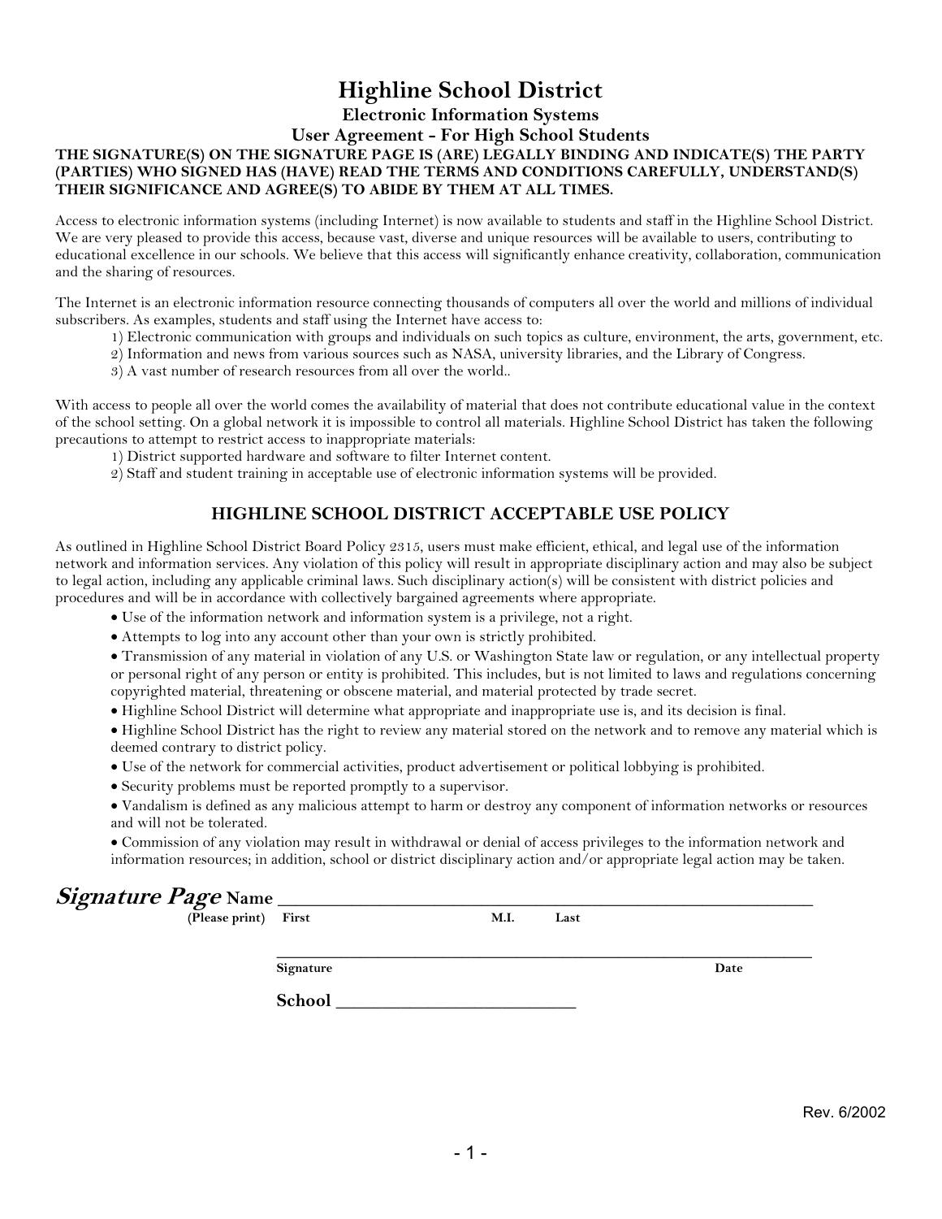# Highline School District

## Electronic Information Systems

## User Agreement - For High School Students

**THE SIGNATURE(S) ON THE SIGNATURE PAGE IS (ARE) LEGALLY BINDING AND INDICATE(S) THE PARTY (PARTIES) WHO SIGNED HAS (HAVE) READ THE TERMS AND CONDITIONS CAREFULLY, UNDERSTAND(S) THEIR SIGNIFICANCE AND AGREE(S) TO ABIDE BY THEM AT ALL TIMES.**

Access to electronic information systems (including Internet) is now available to students and staff in the Highline School District. We are very pleased to provide this access, because vast, diverse and unique resources will be available to users, contributing to educational excellence in our schools. We believe that this access will significantly enhance creativity, collaboration, communication and the sharing of resources.

The Internet is an electronic information resource connecting thousands of computers all over the world and millions of individual subscribers. As examples, students and staff using the Internet have access to:

1) Electronic communication with groups and individuals on such topics as culture, environment, the arts, government, etc.
2) Information and news from various sources such as NASA, university libraries, and the Library of Congress.
3) A vast number of research resources from all over the world..

With access to people all over the world comes the availability of material that does not contribute educational value in the context of the school setting. On a global network it is impossible to control all materials. Highline School District has taken the following precautions to attempt to restrict access to inappropriate materials:

1) District supported hardware and software to filter Internet content.
2) Staff and student training in acceptable use of electronic information systems will be provided.

## HIGHLINE SCHOOL DISTRICT ACCEPTABLE USE POLICY

As outlined in Highline School District Board Policy 2315, users must make efficient, ethical, and legal use of the information network and information services. Any violation of this policy will result in appropriate disciplinary action and may also be subject to legal action, including any applicable criminal laws. Such disciplinary action(s) will be consistent with district policies and procedures and will be in accordance with collectively bargained agreements where appropriate.

- Use of the information network and information system is a privilege, not a right.
- Attempts to log into any account other than your own is strictly prohibited.
- Transmission of any material in violation of any U.S. or Washington State law or regulation, or any intellectual property or personal right of any person or entity is prohibited. This includes, but is not limited to laws and regulations concerning copyrighted material, threatening or obscene material, and material protected by trade secret.
- Highline School District will determine what appropriate and inappropriate use is, and its decision is final.
- Highline School District has the right to review any material stored on the network and to remove any material which is deemed contrary to district policy.
- Use of the network for commercial activities, product advertisement or political lobbying is prohibited.
- Security problems must be reported promptly to a supervisor.
- Vandalism is defined as any malicious attempt to harm or destroy any component of information networks or resources and will not be tolerated.
- Commission of any violation may result in withdrawal or denial of access privileges to the information network and information resources; in addition, school or district disciplinary action and/or appropriate legal action may be taken.

***Signature Page*** **Name** ______________________________________________

**(Please print)** **First** **M.I.** **Last**

______________________________________________

**Signature** **Date**

**School** ___________________________

Rev. 6/2002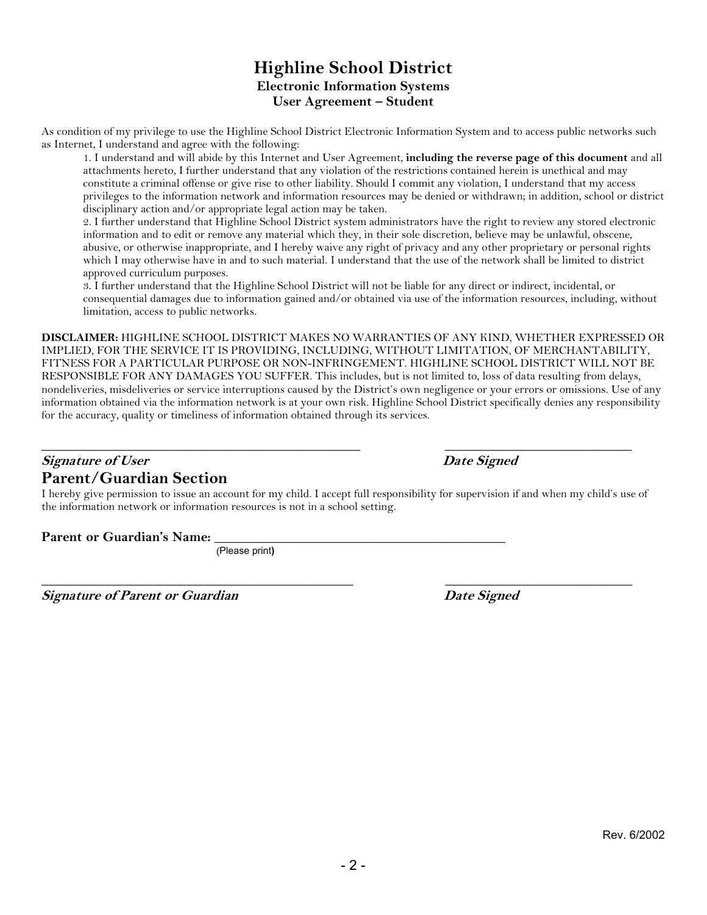# Highline School District
## Electronic Information Systems
## User Agreement – Student

As condition of my privilege to use the Highline School District Electronic Information System and to access public networks such as Internet, I understand and agree with the following:

1. I understand and will abide by this Internet and User Agreement, **including the reverse page of this document** and all attachments hereto, I further understand that any violation of the restrictions contained herein is unethical and may constitute a criminal offense or give rise to other liability. Should I commit any violation, I understand that my access privileges to the information network and information resources may be denied or withdrawn; in addition, school or district disciplinary action and/or appropriate legal action may be taken.
2. I further understand that Highline School District system administrators have the right to review any stored electronic information and to edit or remove any material which they, in their sole discretion, believe may be unlawful, obscene, abusive, or otherwise inappropriate, and I hereby waive any right of privacy and any other proprietary or personal rights which I may otherwise have in and to such material. I understand that the use of the network shall be limited to district approved curriculum purposes.
3. I further understand that the Highline School District will not be liable for any direct or indirect, incidental, or consequential damages due to information gained and/or obtained via use of the information resources, including, without limitation, access to public networks.

**DISCLAIMER:** HIGHLINE SCHOOL DISTRICT MAKES NO WARRANTIES OF ANY KIND, WHETHER EXPRESSED OR IMPLIED, FOR THE SERVICE IT IS PROVIDING, INCLUDING, WITHOUT LIMITATION, OF MERCHANTABILITY, FITNESS FOR A PARTICULAR PURPOSE OR NON-INFRINGEMENT. HIGHLINE SCHOOL DISTRICT WILL NOT BE RESPONSIBLE FOR ANY DAMAGES YOU SUFFER. This includes, but is not limited to, loss of data resulting from delays, nondeliveries, misdeliveries or service interruptions caused by the District's own negligence or your errors or omissions. Use of any information obtained via the information network is at your own risk. Highline School District specifically denies any responsibility for the accuracy, quality or timeliness of information obtained through its services.

_______________________________________________ _____________________________

***Signature of User*** ***Date Signed***

## Parent/Guardian Section

I hereby give permission to issue an account for my child. I accept full responsibility for supervision if and when my child's use of the information network or information resources is not in a school setting.

**Parent or Guardian's Name:** ___________________________________________
(Please print)

_______________________________________________ _____________________________

***Signature of Parent or Guardian*** ***Date Signed***

Rev. 6/2002